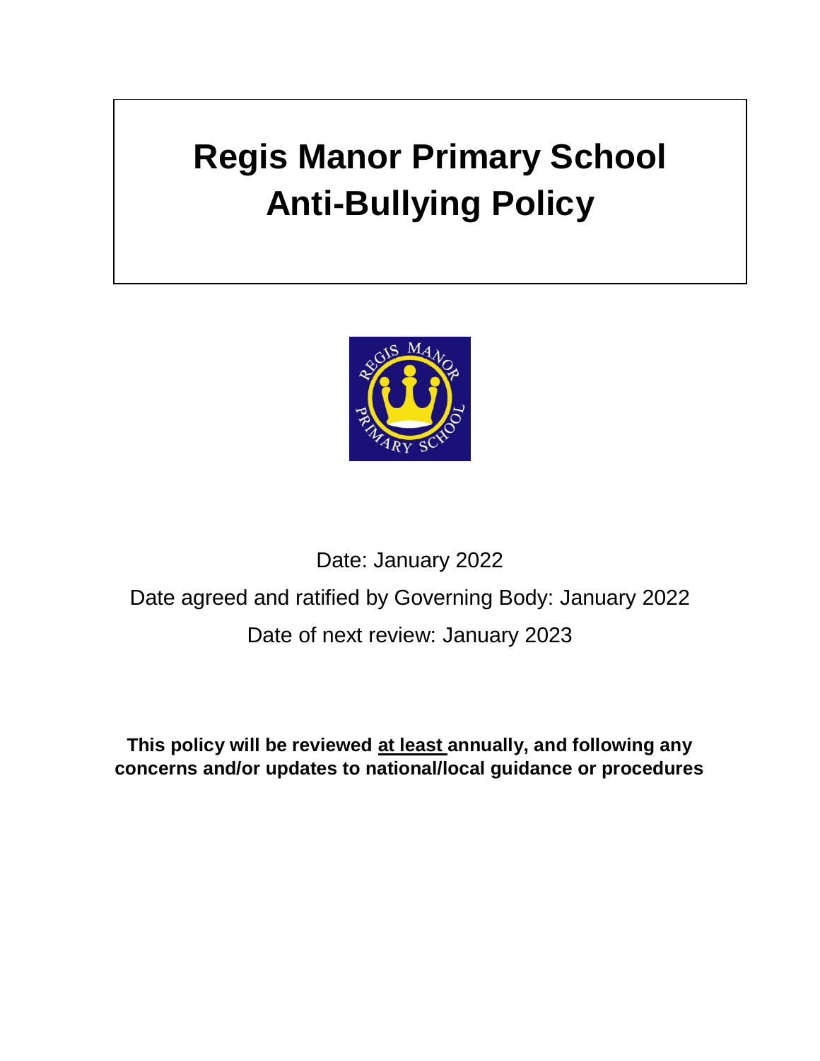# Regis Manor Primary School
# Anti-Bullying Policy

Date: January 2022

Date agreed and ratified by Governing Body: January 2022

Date of next review: January 2023

**This policy will be reviewed at least annually, and following any concerns and/or updates to national/local guidance or procedures**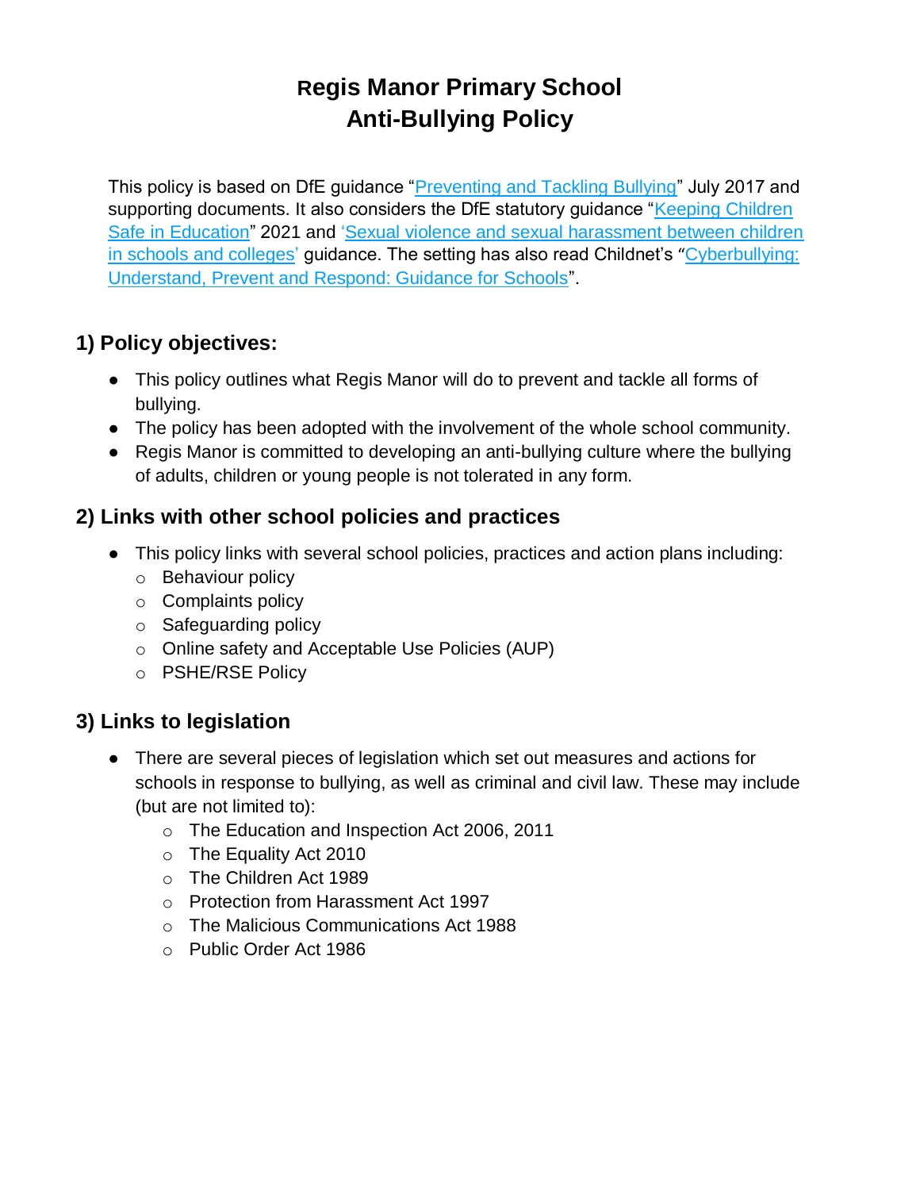# Regis Manor Primary School
# Anti-Bullying Policy

This policy is based on DfE guidance "[Preventing and Tackling Bullying]" July 2017 and supporting documents. It also considers the DfE statutory guidance "[Keeping Children Safe in Education]" 2021 and '[Sexual violence and sexual harassment between children in schools and colleges]' guidance. The setting has also read Childnet's "[Cyberbullying: Understand, Prevent and Respond: Guidance for Schools]".

## 1) Policy objectives:

- This policy outlines what Regis Manor will do to prevent and tackle all forms of bullying.
- The policy has been adopted with the involvement of the whole school community.
- Regis Manor is committed to developing an anti-bullying culture where the bullying of adults, children or young people is not tolerated in any form.

## 2) Links with other school policies and practices

- This policy links with several school policies, practices and action plans including:
  - Behaviour policy
  - Complaints policy
  - Safeguarding policy
  - Online safety and Acceptable Use Policies (AUP)
  - PSHE/RSE Policy

## 3) Links to legislation

- There are several pieces of legislation which set out measures and actions for schools in response to bullying, as well as criminal and civil law. These may include (but are not limited to):
  - The Education and Inspection Act 2006, 2011
  - The Equality Act 2010
  - The Children Act 1989
  - Protection from Harassment Act 1997
  - The Malicious Communications Act 1988
  - Public Order Act 1986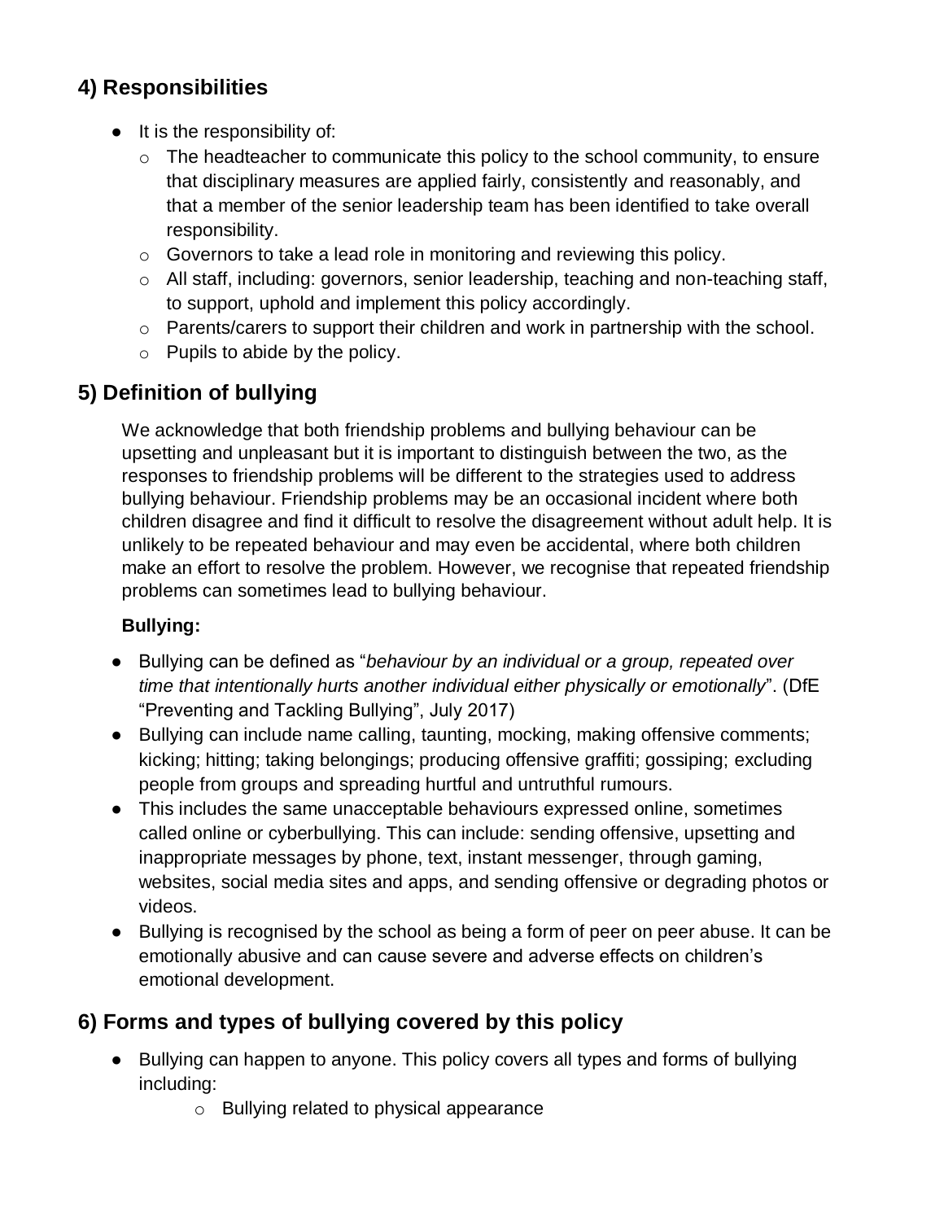## 4) Responsibilities

- It is the responsibility of:
  - The headteacher to communicate this policy to the school community, to ensure that disciplinary measures are applied fairly, consistently and reasonably, and that a member of the senior leadership team has been identified to take overall responsibility.
  - Governors to take a lead role in monitoring and reviewing this policy.
  - All staff, including: governors, senior leadership, teaching and non-teaching staff, to support, uphold and implement this policy accordingly.
  - Parents/carers to support their children and work in partnership with the school.
  - Pupils to abide by the policy.

## 5) Definition of bullying

We acknowledge that both friendship problems and bullying behaviour can be upsetting and unpleasant but it is important to distinguish between the two, as the responses to friendship problems will be different to the strategies used to address bullying behaviour. Friendship problems may be an occasional incident where both children disagree and find it difficult to resolve the disagreement without adult help. It is unlikely to be repeated behaviour and may even be accidental, where both children make an effort to resolve the problem. However, we recognise that repeated friendship problems can sometimes lead to bullying behaviour.

**Bullying:**

- Bullying can be defined as "*behaviour by an individual or a group, repeated over time that intentionally hurts another individual either physically or emotionally*". (DfE "Preventing and Tackling Bullying", July 2017)
- Bullying can include name calling, taunting, mocking, making offensive comments; kicking; hitting; taking belongings; producing offensive graffiti; gossiping; excluding people from groups and spreading hurtful and untruthful rumours.
- This includes the same unacceptable behaviours expressed online, sometimes called online or cyberbullying. This can include: sending offensive, upsetting and inappropriate messages by phone, text, instant messenger, through gaming, websites, social media sites and apps, and sending offensive or degrading photos or videos.
- Bullying is recognised by the school as being a form of peer on peer abuse. It can be emotionally abusive and can cause severe and adverse effects on children's emotional development.

## 6) Forms and types of bullying covered by this policy

- Bullying can happen to anyone. This policy covers all types and forms of bullying including:
  - Bullying related to physical appearance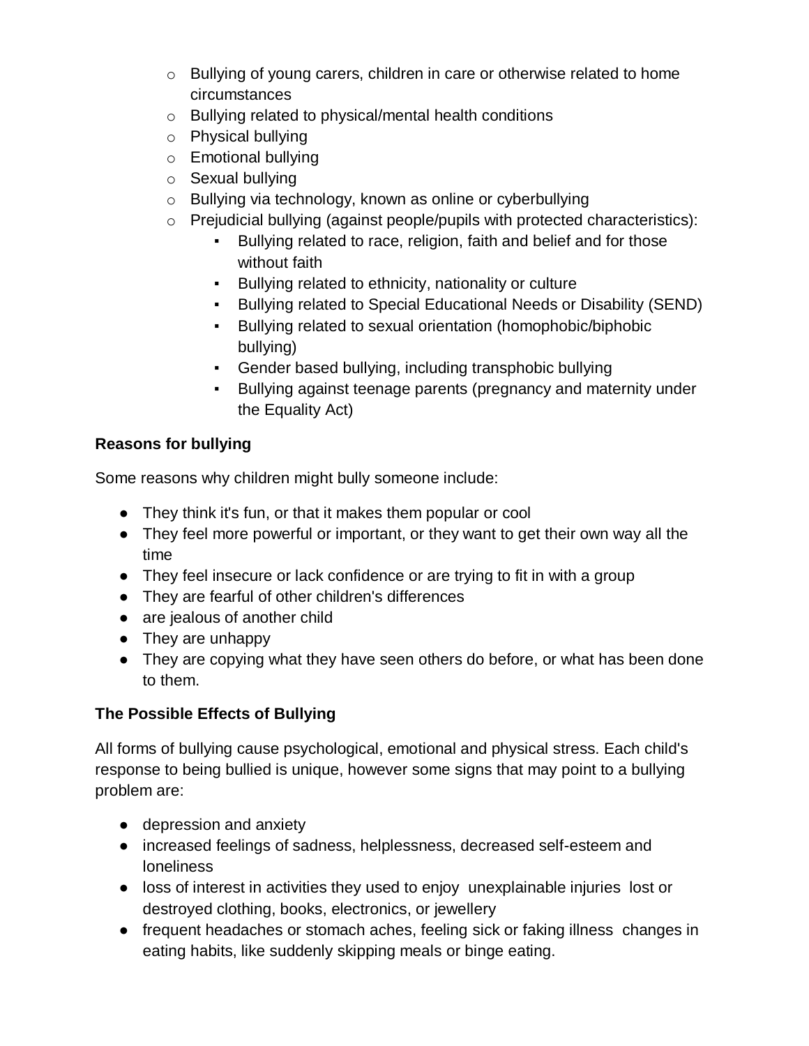- Bullying of young carers, children in care or otherwise related to home circumstances
- Bullying related to physical/mental health conditions
- Physical bullying
- Emotional bullying
- Sexual bullying
- Bullying via technology, known as online or cyberbullying
- Prejudicial bullying (against people/pupils with protected characteristics):
  - Bullying related to race, religion, faith and belief and for those without faith
  - Bullying related to ethnicity, nationality or culture
  - Bullying related to Special Educational Needs or Disability (SEND)
  - Bullying related to sexual orientation (homophobic/biphobic bullying)
  - Gender based bullying, including transphobic bullying
  - Bullying against teenage parents (pregnancy and maternity under the Equality Act)

**Reasons for bullying**

Some reasons why children might bully someone include:

- They think it's fun, or that it makes them popular or cool
- They feel more powerful or important, or they want to get their own way all the time
- They feel insecure or lack confidence or are trying to fit in with a group
- They are fearful of other children's differences
- are jealous of another child
- They are unhappy
- They are copying what they have seen others do before, or what has been done to them.

**The Possible Effects of Bullying**

All forms of bullying cause psychological, emotional and physical stress. Each child's response to being bullied is unique, however some signs that may point to a bullying problem are:

- depression and anxiety
- increased feelings of sadness, helplessness, decreased self-esteem and loneliness
- loss of interest in activities they used to enjoy unexplainable injuries lost or destroyed clothing, books, electronics, or jewellery
- frequent headaches or stomach aches, feeling sick or faking illness changes in eating habits, like suddenly skipping meals or binge eating.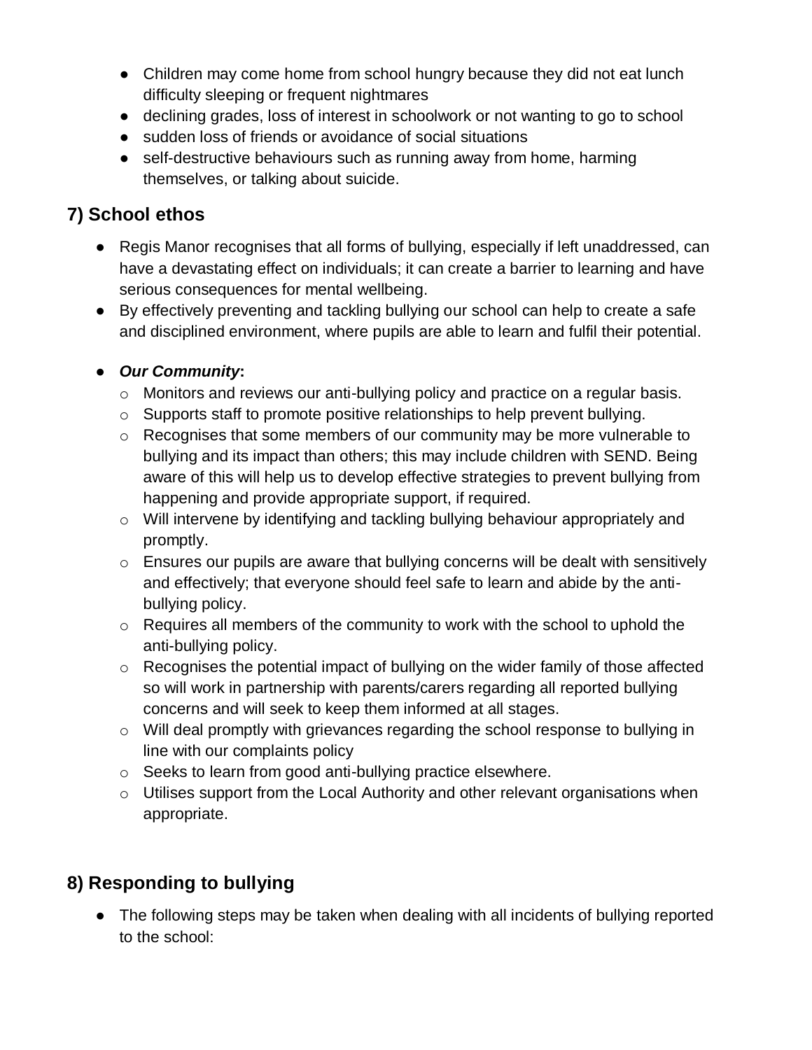- Children may come home from school hungry because they did not eat lunch difficulty sleeping or frequent nightmares
- declining grades, loss of interest in schoolwork or not wanting to go to school
- sudden loss of friends or avoidance of social situations
- self-destructive behaviours such as running away from home, harming themselves, or talking about suicide.

## 7) School ethos

- Regis Manor recognises that all forms of bullying, especially if left unaddressed, can have a devastating effect on individuals; it can create a barrier to learning and have serious consequences for mental wellbeing.
- By effectively preventing and tackling bullying our school can help to create a safe and disciplined environment, where pupils are able to learn and fulfil their potential.
- ***Our Community*:**
  - Monitors and reviews our anti-bullying policy and practice on a regular basis.
  - Supports staff to promote positive relationships to help prevent bullying.
  - Recognises that some members of our community may be more vulnerable to bullying and its impact than others; this may include children with SEND. Being aware of this will help us to develop effective strategies to prevent bullying from happening and provide appropriate support, if required.
  - Will intervene by identifying and tackling bullying behaviour appropriately and promptly.
  - Ensures our pupils are aware that bullying concerns will be dealt with sensitively and effectively; that everyone should feel safe to learn and abide by the anti-bullying policy.
  - Requires all members of the community to work with the school to uphold the anti-bullying policy.
  - Recognises the potential impact of bullying on the wider family of those affected so will work in partnership with parents/carers regarding all reported bullying concerns and will seek to keep them informed at all stages.
  - Will deal promptly with grievances regarding the school response to bullying in line with our complaints policy
  - Seeks to learn from good anti-bullying practice elsewhere.
  - Utilises support from the Local Authority and other relevant organisations when appropriate.

## 8) Responding to bullying

- The following steps may be taken when dealing with all incidents of bullying reported to the school: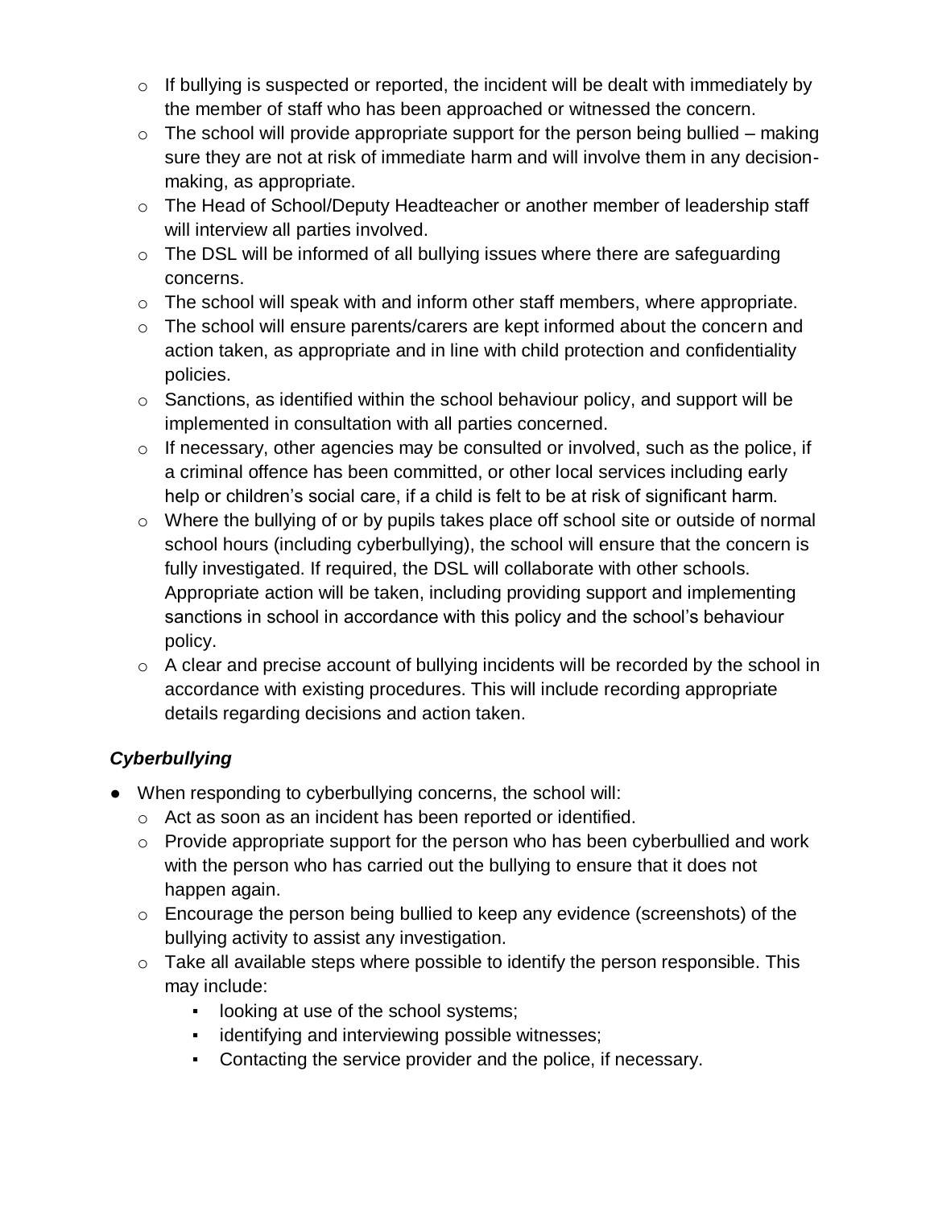- If bullying is suspected or reported, the incident will be dealt with immediately by the member of staff who has been approached or witnessed the concern.
- The school will provide appropriate support for the person being bullied – making sure they are not at risk of immediate harm and will involve them in any decision-making, as appropriate.
- The Head of School/Deputy Headteacher or another member of leadership staff will interview all parties involved.
- The DSL will be informed of all bullying issues where there are safeguarding concerns.
- The school will speak with and inform other staff members, where appropriate.
- The school will ensure parents/carers are kept informed about the concern and action taken, as appropriate and in line with child protection and confidentiality policies.
- Sanctions, as identified within the school behaviour policy, and support will be implemented in consultation with all parties concerned.
- If necessary, other agencies may be consulted or involved, such as the police, if a criminal offence has been committed, or other local services including early help or children's social care, if a child is felt to be at risk of significant harm.
- Where the bullying of or by pupils takes place off school site or outside of normal school hours (including cyberbullying), the school will ensure that the concern is fully investigated. If required, the DSL will collaborate with other schools. Appropriate action will be taken, including providing support and implementing sanctions in school in accordance with this policy and the school's behaviour policy.
- A clear and precise account of bullying incidents will be recorded by the school in accordance with existing procedures. This will include recording appropriate details regarding decisions and action taken.

### *Cyberbullying*

- When responding to cyberbullying concerns, the school will:
  - Act as soon as an incident has been reported or identified.
  - Provide appropriate support for the person who has been cyberbullied and work with the person who has carried out the bullying to ensure that it does not happen again.
  - Encourage the person being bullied to keep any evidence (screenshots) of the bullying activity to assist any investigation.
  - Take all available steps where possible to identify the person responsible. This may include:
    - looking at use of the school systems;
    - identifying and interviewing possible witnesses;
    - Contacting the service provider and the police, if necessary.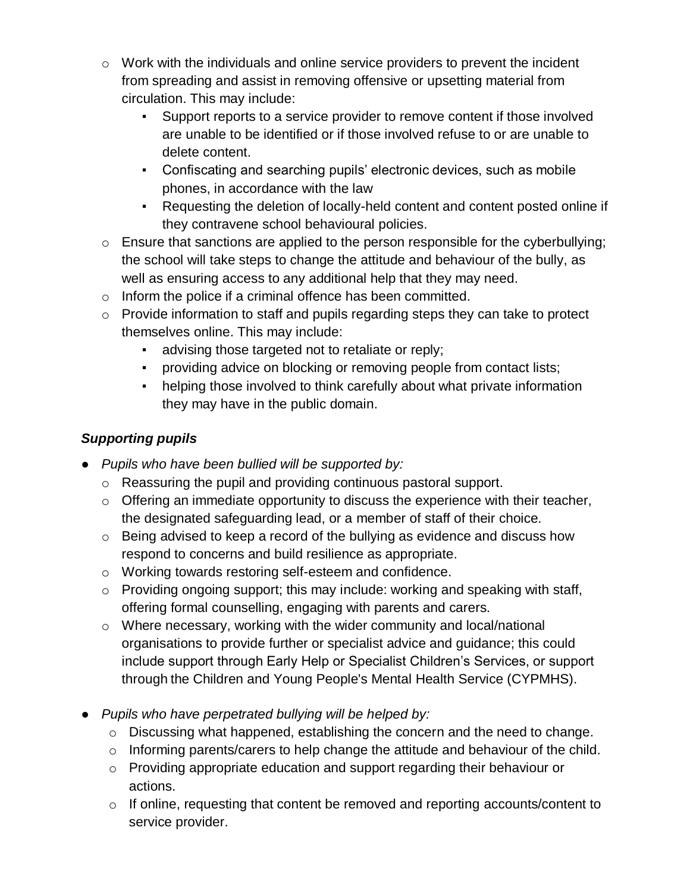- Work with the individuals and online service providers to prevent the incident from spreading and assist in removing offensive or upsetting material from circulation. This may include:
  - Support reports to a service provider to remove content if those involved are unable to be identified or if those involved refuse to or are unable to delete content.
  - Confiscating and searching pupils' electronic devices, such as mobile phones, in accordance with the law
  - Requesting the deletion of locally-held content and content posted online if they contravene school behavioural policies.
- Ensure that sanctions are applied to the person responsible for the cyberbullying; the school will take steps to change the attitude and behaviour of the bully, as well as ensuring access to any additional help that they may need.
- Inform the police if a criminal offence has been committed.
- Provide information to staff and pupils regarding steps they can take to protect themselves online. This may include:
  - advising those targeted not to retaliate or reply;
  - providing advice on blocking or removing people from contact lists;
  - helping those involved to think carefully about what private information they may have in the public domain.

### *Supporting pupils*

- *Pupils who have been bullied will be supported by:*
  - Reassuring the pupil and providing continuous pastoral support.
  - Offering an immediate opportunity to discuss the experience with their teacher, the designated safeguarding lead, or a member of staff of their choice.
  - Being advised to keep a record of the bullying as evidence and discuss how respond to concerns and build resilience as appropriate.
  - Working towards restoring self-esteem and confidence.
  - Providing ongoing support; this may include: working and speaking with staff, offering formal counselling, engaging with parents and carers.
  - Where necessary, working with the wider community and local/national organisations to provide further or specialist advice and guidance; this could include support through Early Help or Specialist Children's Services, or support through the Children and Young People's Mental Health Service (CYPMHS).

- *Pupils who have perpetrated bullying will be helped by:*
  - Discussing what happened, establishing the concern and the need to change.
  - Informing parents/carers to help change the attitude and behaviour of the child.
  - Providing appropriate education and support regarding their behaviour or actions.
  - If online, requesting that content be removed and reporting accounts/content to service provider.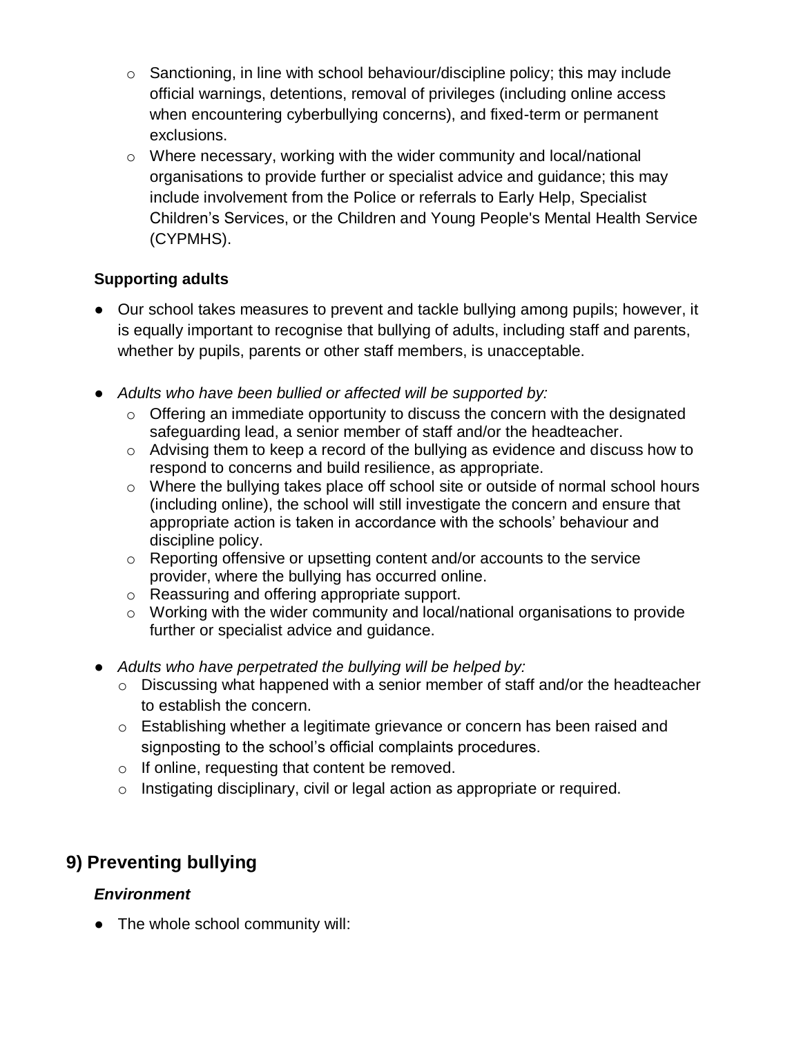- Sanctioning, in line with school behaviour/discipline policy; this may include official warnings, detentions, removal of privileges (including online access when encountering cyberbullying concerns), and fixed-term or permanent exclusions.
- Where necessary, working with the wider community and local/national organisations to provide further or specialist advice and guidance; this may include involvement from the Police or referrals to Early Help, Specialist Children's Services, or the Children and Young People's Mental Health Service (CYPMHS).

**Supporting adults**

- Our school takes measures to prevent and tackle bullying among pupils; however, it is equally important to recognise that bullying of adults, including staff and parents, whether by pupils, parents or other staff members, is unacceptable.

- *Adults who have been bullied or affected will be supported by:*
  - Offering an immediate opportunity to discuss the concern with the designated safeguarding lead, a senior member of staff and/or the headteacher.
  - Advising them to keep a record of the bullying as evidence and discuss how to respond to concerns and build resilience, as appropriate.
  - Where the bullying takes place off school site or outside of normal school hours (including online), the school will still investigate the concern and ensure that appropriate action is taken in accordance with the schools' behaviour and discipline policy.
  - Reporting offensive or upsetting content and/or accounts to the service provider, where the bullying has occurred online.
  - Reassuring and offering appropriate support.
  - Working with the wider community and local/national organisations to provide further or specialist advice and guidance.

- *Adults who have perpetrated the bullying will be helped by:*
  - Discussing what happened with a senior member of staff and/or the headteacher to establish the concern.
  - Establishing whether a legitimate grievance or concern has been raised and signposting to the school's official complaints procedures.
  - If online, requesting that content be removed.
  - Instigating disciplinary, civil or legal action as appropriate or required.

## 9) Preventing bullying

***Environment***

- The whole school community will: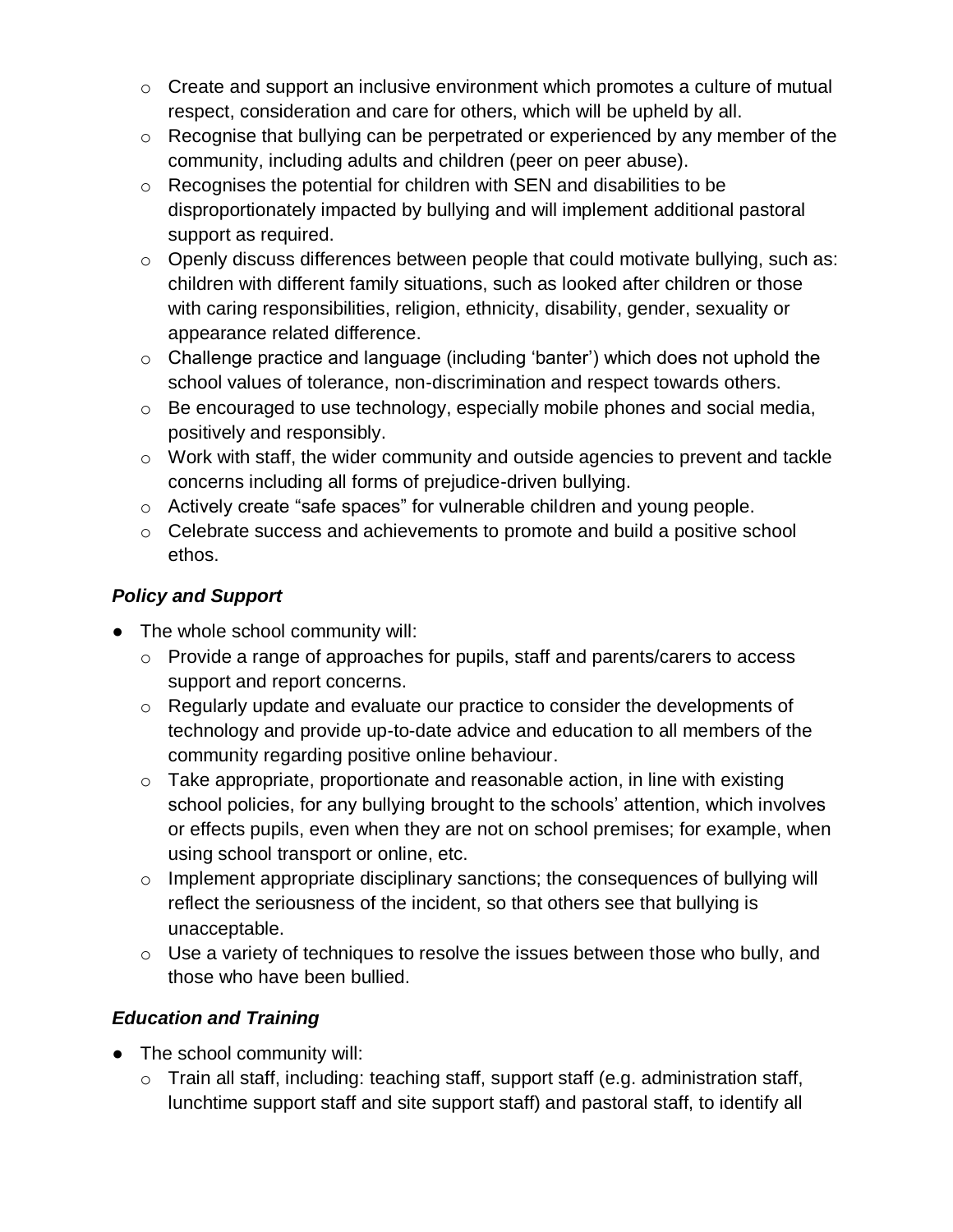- Create and support an inclusive environment which promotes a culture of mutual respect, consideration and care for others, which will be upheld by all.
  - Recognise that bullying can be perpetrated or experienced by any member of the community, including adults and children (peer on peer abuse).
  - Recognises the potential for children with SEN and disabilities to be disproportionately impacted by bullying and will implement additional pastoral support as required.
  - Openly discuss differences between people that could motivate bullying, such as: children with different family situations, such as looked after children or those with caring responsibilities, religion, ethnicity, disability, gender, sexuality or appearance related difference.
  - Challenge practice and language (including 'banter') which does not uphold the school values of tolerance, non-discrimination and respect towards others.
  - Be encouraged to use technology, especially mobile phones and social media, positively and responsibly.
  - Work with staff, the wider community and outside agencies to prevent and tackle concerns including all forms of prejudice-driven bullying.
  - Actively create "safe spaces" for vulnerable children and young people.
  - Celebrate success and achievements to promote and build a positive school ethos.

### *Policy and Support*

- The whole school community will:
  - Provide a range of approaches for pupils, staff and parents/carers to access support and report concerns.
  - Regularly update and evaluate our practice to consider the developments of technology and provide up-to-date advice and education to all members of the community regarding positive online behaviour.
  - Take appropriate, proportionate and reasonable action, in line with existing school policies, for any bullying brought to the schools' attention, which involves or effects pupils, even when they are not on school premises; for example, when using school transport or online, etc.
  - Implement appropriate disciplinary sanctions; the consequences of bullying will reflect the seriousness of the incident, so that others see that bullying is unacceptable.
  - Use a variety of techniques to resolve the issues between those who bully, and those who have been bullied.

### *Education and Training*

- The school community will:
  - Train all staff, including: teaching staff, support staff (e.g. administration staff, lunchtime support staff and site support staff) and pastoral staff, to identify all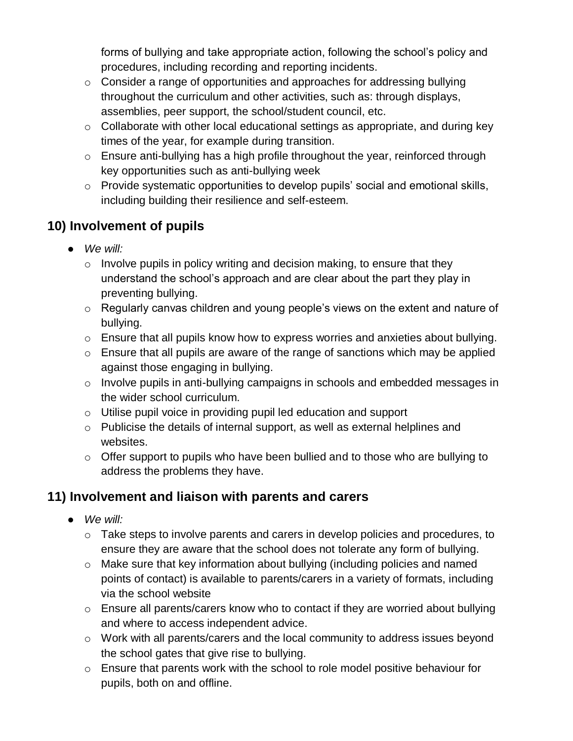forms of bullying and take appropriate action, following the school's policy and procedures, including recording and reporting incidents.
    - Consider a range of opportunities and approaches for addressing bullying throughout the curriculum and other activities, such as: through displays, assemblies, peer support, the school/student council, etc.
    - Collaborate with other local educational settings as appropriate, and during key times of the year, for example during transition.
    - Ensure anti-bullying has a high profile throughout the year, reinforced through key opportunities such as anti-bullying week
    - Provide systematic opportunities to develop pupils' social and emotional skills, including building their resilience and self-esteem.

## 10) Involvement of pupils

- *We will:*
    - Involve pupils in policy writing and decision making, to ensure that they understand the school's approach and are clear about the part they play in preventing bullying.
    - Regularly canvas children and young people's views on the extent and nature of bullying.
    - Ensure that all pupils know how to express worries and anxieties about bullying.
    - Ensure that all pupils are aware of the range of sanctions which may be applied against those engaging in bullying.
    - Involve pupils in anti-bullying campaigns in schools and embedded messages in the wider school curriculum.
    - Utilise pupil voice in providing pupil led education and support
    - Publicise the details of internal support, as well as external helplines and websites.
    - Offer support to pupils who have been bullied and to those who are bullying to address the problems they have.

## 11) Involvement and liaison with parents and carers

- *We will:*
    - Take steps to involve parents and carers in develop policies and procedures, to ensure they are aware that the school does not tolerate any form of bullying.
    - Make sure that key information about bullying (including policies and named points of contact) is available to parents/carers in a variety of formats, including via the school website
    - Ensure all parents/carers know who to contact if they are worried about bullying and where to access independent advice.
    - Work with all parents/carers and the local community to address issues beyond the school gates that give rise to bullying.
    - Ensure that parents work with the school to role model positive behaviour for pupils, both on and offline.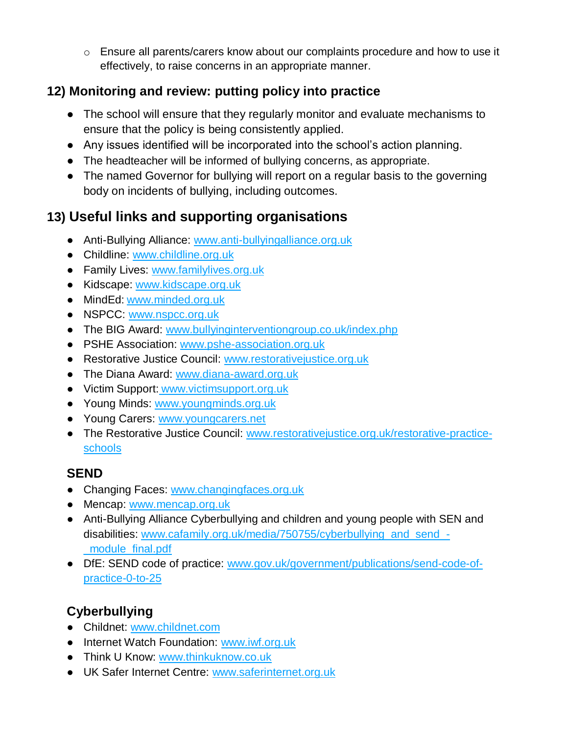- Ensure all parents/carers know about our complaints procedure and how to use it effectively, to raise concerns in an appropriate manner.

## 12) Monitoring and review: putting policy into practice

- The school will ensure that they regularly monitor and evaluate mechanisms to ensure that the policy is being consistently applied.
- Any issues identified will be incorporated into the school's action planning.
- The headteacher will be informed of bullying concerns, as appropriate.
- The named Governor for bullying will report on a regular basis to the governing body on incidents of bullying, including outcomes.

## 13) Useful links and supporting organisations

- Anti-Bullying Alliance: www.anti-bullyingalliance.org.uk
- Childline: www.childline.org.uk
- Family Lives: www.familylives.org.uk
- Kidscape: www.kidscape.org.uk
- MindEd: www.minded.org.uk
- NSPCC: www.nspcc.org.uk
- The BIG Award: www.bullyinginterventiongroup.co.uk/index.php
- PSHE Association: www.pshe-association.org.uk
- Restorative Justice Council: www.restorativejustice.org.uk
- The Diana Award: www.diana-award.org.uk
- Victim Support: www.victimsupport.org.uk
- Young Minds: www.youngminds.org.uk
- Young Carers: www.youngcarers.net
- The Restorative Justice Council: www.restorativejustice.org.uk/restorative-practice-schools

### SEND

- Changing Faces: www.changingfaces.org.uk
- Mencap: www.mencap.org.uk
- Anti-Bullying Alliance Cyberbullying and children and young people with SEN and disabilities: www.cafamily.org.uk/media/750755/cyberbullying_and_send_-_module_final.pdf
- DfE: SEND code of practice: www.gov.uk/government/publications/send-code-of-practice-0-to-25

### Cyberbullying

- Childnet: www.childnet.com
- Internet Watch Foundation: www.iwf.org.uk
- Think U Know: www.thinkuknow.co.uk
- UK Safer Internet Centre: www.saferinternet.org.uk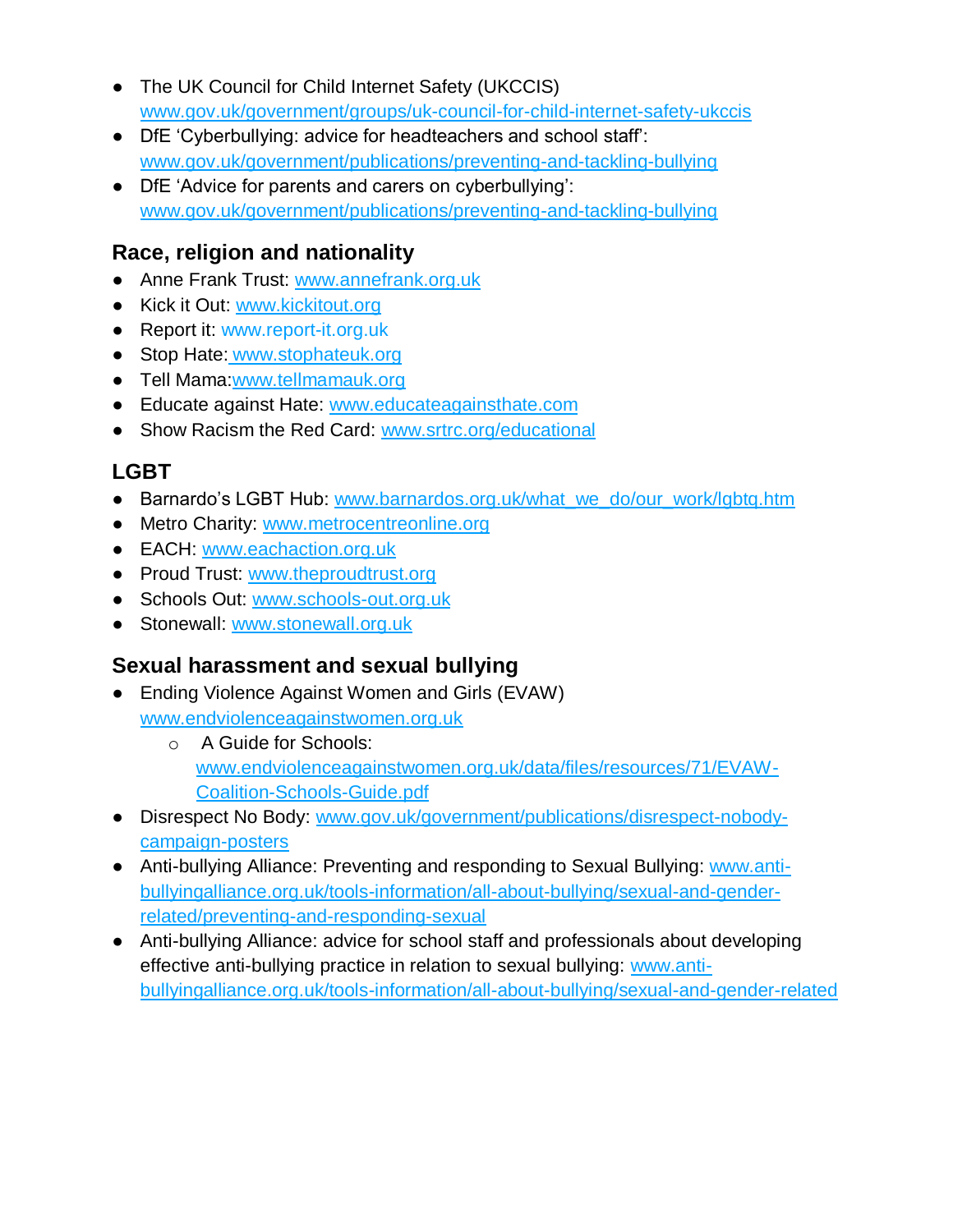- The UK Council for Child Internet Safety (UKCCIS) www.gov.uk/government/groups/uk-council-for-child-internet-safety-ukccis
- DfE 'Cyberbullying: advice for headteachers and school staff': www.gov.uk/government/publications/preventing-and-tackling-bullying
- DfE 'Advice for parents and carers on cyberbullying': www.gov.uk/government/publications/preventing-and-tackling-bullying

### Race, religion and nationality

- Anne Frank Trust: www.annefrank.org.uk
- Kick it Out: www.kickitout.org
- Report it: www.report-it.org.uk
- Stop Hate: www.stophateuk.org
- Tell Mama:www.tellmamauk.org
- Educate against Hate: www.educateagainsthate.com
- Show Racism the Red Card: www.srtrc.org/educational

### LGBT

- Barnardo's LGBT Hub: www.barnardos.org.uk/what_we_do/our_work/lgbtq.htm
- Metro Charity: www.metrocentreonline.org
- EACH: www.eachaction.org.uk
- Proud Trust: www.theproudtrust.org
- Schools Out: www.schools-out.org.uk
- Stonewall: www.stonewall.org.uk

### Sexual harassment and sexual bullying

- Ending Violence Against Women and Girls (EVAW) www.endviolenceagainstwomen.org.uk
  - A Guide for Schools: www.endviolenceagainstwomen.org.uk/data/files/resources/71/EVAW-Coalition-Schools-Guide.pdf
- Disrespect No Body: www.gov.uk/government/publications/disrespect-nobody-campaign-posters
- Anti-bullying Alliance: Preventing and responding to Sexual Bullying: www.anti-bullyingalliance.org.uk/tools-information/all-about-bullying/sexual-and-gender-related/preventing-and-responding-sexual
- Anti-bullying Alliance: advice for school staff and professionals about developing effective anti-bullying practice in relation to sexual bullying: www.anti-bullyingalliance.org.uk/tools-information/all-about-bullying/sexual-and-gender-related